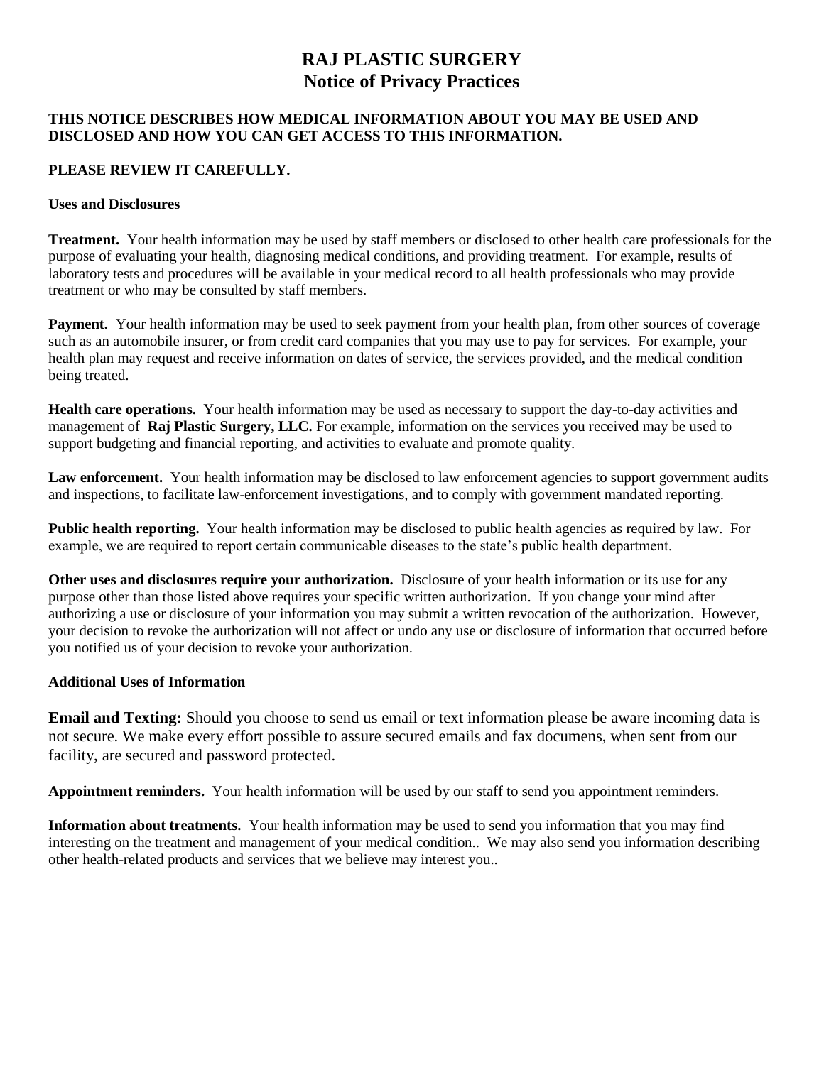# RAJ PLASTIC SURGERY
## Notice of Privacy Practices

**THIS NOTICE DESCRIBES HOW MEDICAL INFORMATION ABOUT YOU MAY BE USED AND DISCLOSED AND HOW YOU CAN GET ACCESS TO THIS INFORMATION.**

**PLEASE REVIEW IT CAREFULLY.**

### Uses and Disclosures

**Treatment.** Your health information may be used by staff members or disclosed to other health care professionals for the purpose of evaluating your health, diagnosing medical conditions, and providing treatment. For example, results of laboratory tests and procedures will be available in your medical record to all health professionals who may provide treatment or who may be consulted by staff members.

**Payment.** Your health information may be used to seek payment from your health plan, from other sources of coverage such as an automobile insurer, or from credit card companies that you may use to pay for services. For example, your health plan may request and receive information on dates of service, the services provided, and the medical condition being treated.

**Health care operations.** Your health information may be used as necessary to support the day-to-day activities and management of **Raj Plastic Surgery, LLC.** For example, information on the services you received may be used to support budgeting and financial reporting, and activities to evaluate and promote quality.

**Law enforcement.** Your health information may be disclosed to law enforcement agencies to support government audits and inspections, to facilitate law-enforcement investigations, and to comply with government mandated reporting.

**Public health reporting.** Your health information may be disclosed to public health agencies as required by law. For example, we are required to report certain communicable diseases to the state's public health department.

**Other uses and disclosures require your authorization.** Disclosure of your health information or its use for any purpose other than those listed above requires your specific written authorization. If you change your mind after authorizing a use or disclosure of your information you may submit a written revocation of the authorization. However, your decision to revoke the authorization will not affect or undo any use or disclosure of information that occurred before you notified us of your decision to revoke your authorization.

### Additional Uses of Information

**Email and Texting:** Should you choose to send us email or text information please be aware incoming data is not secure. We make every effort possible to assure secured emails and fax documens, when sent from our facility, are secured and password protected.

**Appointment reminders.** Your health information will be used by our staff to send you appointment reminders.

**Information about treatments.** Your health information may be used to send you information that you may find interesting on the treatment and management of your medical condition.. We may also send you information describing other health-related products and services that we believe may interest you..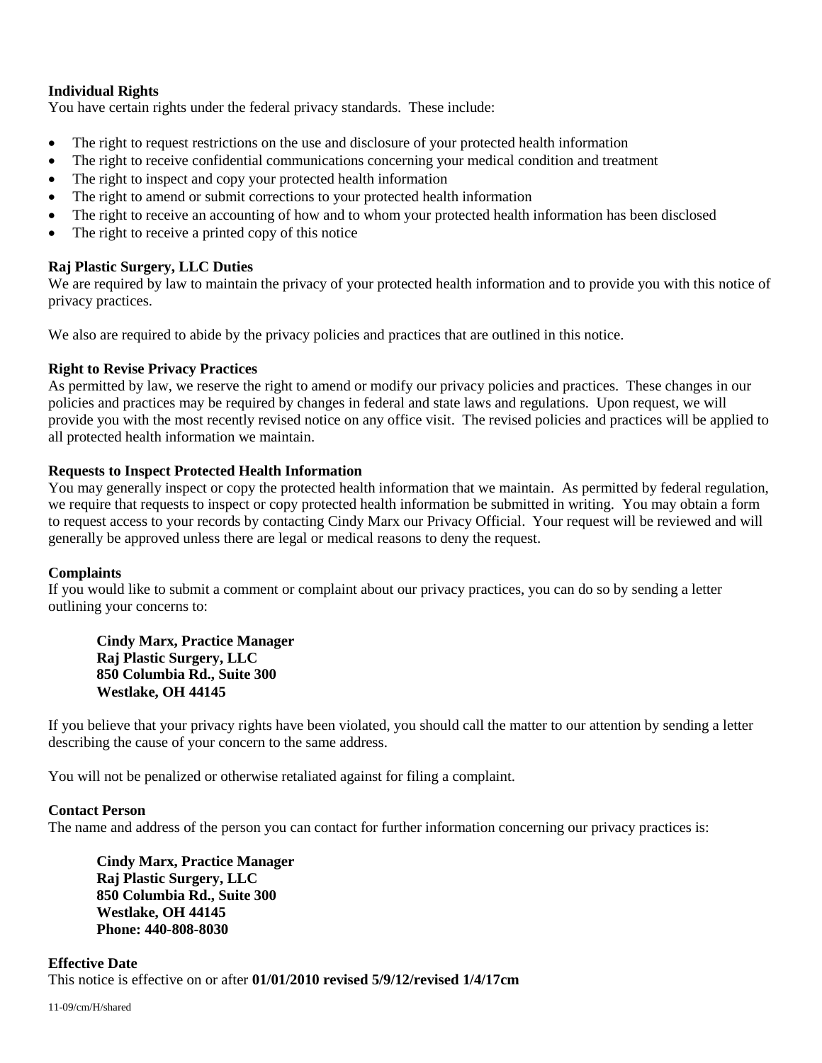**Individual Rights**

You have certain rights under the federal privacy standards. These include:

- The right to request restrictions on the use and disclosure of your protected health information
- The right to receive confidential communications concerning your medical condition and treatment
- The right to inspect and copy your protected health information
- The right to amend or submit corrections to your protected health information
- The right to receive an accounting of how and to whom your protected health information has been disclosed
- The right to receive a printed copy of this notice

**Raj Plastic Surgery, LLC Duties**

We are required by law to maintain the privacy of your protected health information and to provide you with this notice of privacy practices.

We also are required to abide by the privacy policies and practices that are outlined in this notice.

**Right to Revise Privacy Practices**

As permitted by law, we reserve the right to amend or modify our privacy policies and practices. These changes in our policies and practices may be required by changes in federal and state laws and regulations. Upon request, we will provide you with the most recently revised notice on any office visit. The revised policies and practices will be applied to all protected health information we maintain.

**Requests to Inspect Protected Health Information**

You may generally inspect or copy the protected health information that we maintain. As permitted by federal regulation, we require that requests to inspect or copy protected health information be submitted in writing. You may obtain a form to request access to your records by contacting Cindy Marx our Privacy Official. Your request will be reviewed and will generally be approved unless there are legal or medical reasons to deny the request.

**Complaints**

If you would like to submit a comment or complaint about our privacy practices, you can do so by sending a letter outlining your concerns to:

> **Cindy Marx, Practice Manager**
> **Raj Plastic Surgery, LLC**
> **850 Columbia Rd., Suite 300**
> **Westlake, OH 44145**

If you believe that your privacy rights have been violated, you should call the matter to our attention by sending a letter describing the cause of your concern to the same address.

You will not be penalized or otherwise retaliated against for filing a complaint.

**Contact Person**

The name and address of the person you can contact for further information concerning our privacy practices is:

> **Cindy Marx, Practice Manager**
> **Raj Plastic Surgery, LLC**
> **850 Columbia Rd., Suite 300**
> **Westlake, OH 44145**
> **Phone: 440-808-8030**

**Effective Date**

This notice is effective on or after **01/01/2010 revised 5/9/12/revised 1/4/17cm**

11-09/cm/H/shared